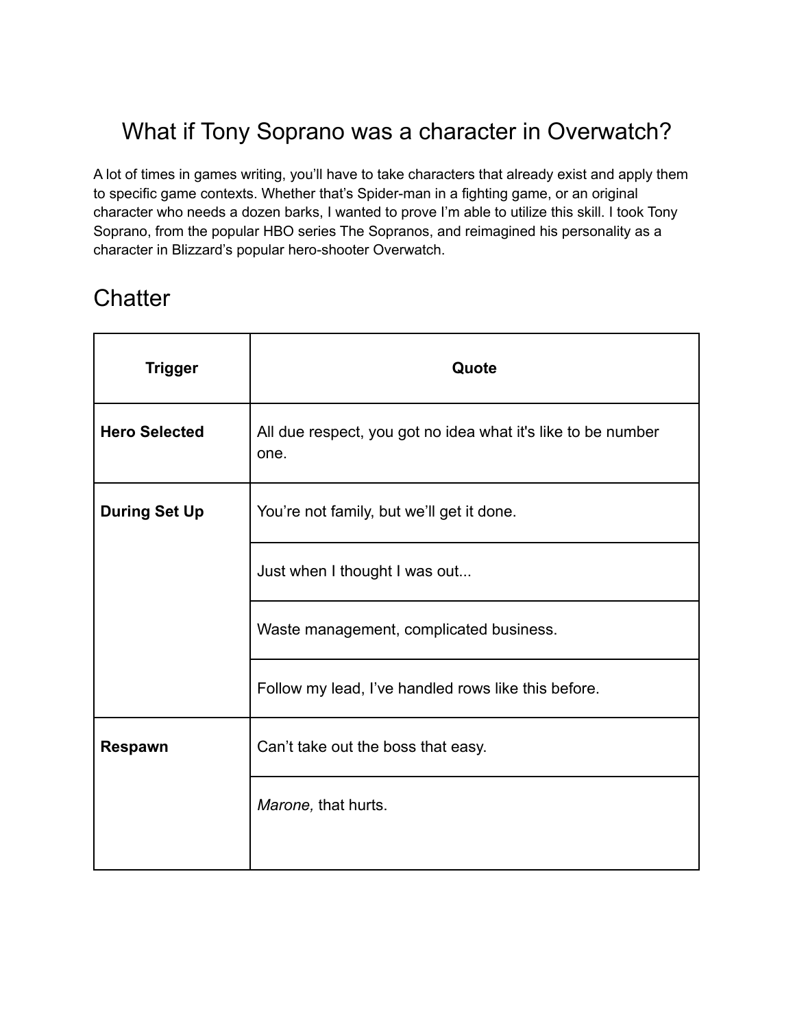# What if Tony Soprano was a character in Overwatch?

A lot of times in games writing, you'll have to take characters that already exist and apply them to specific game contexts. Whether that's Spider-man in a fighting game, or an original character who needs a dozen barks, I wanted to prove I'm able to utilize this skill. I took Tony Soprano, from the popular HBO series The Sopranos, and reimagined his personality as a character in Blizzard's popular hero-shooter Overwatch.

## Chatter

| Trigger | Quote |
|---|---|
| **Hero Selected** | All due respect, you got no idea what it's like to be number one. |
| **During Set Up** | You're not family, but we'll get it done. |
| | Just when I thought I was out... |
| | Waste management, complicated business. |
| | Follow my lead, I've handled rows like this before. |
| **Respawn** | Can't take out the boss that easy. |
| | *Marone,* that hurts. |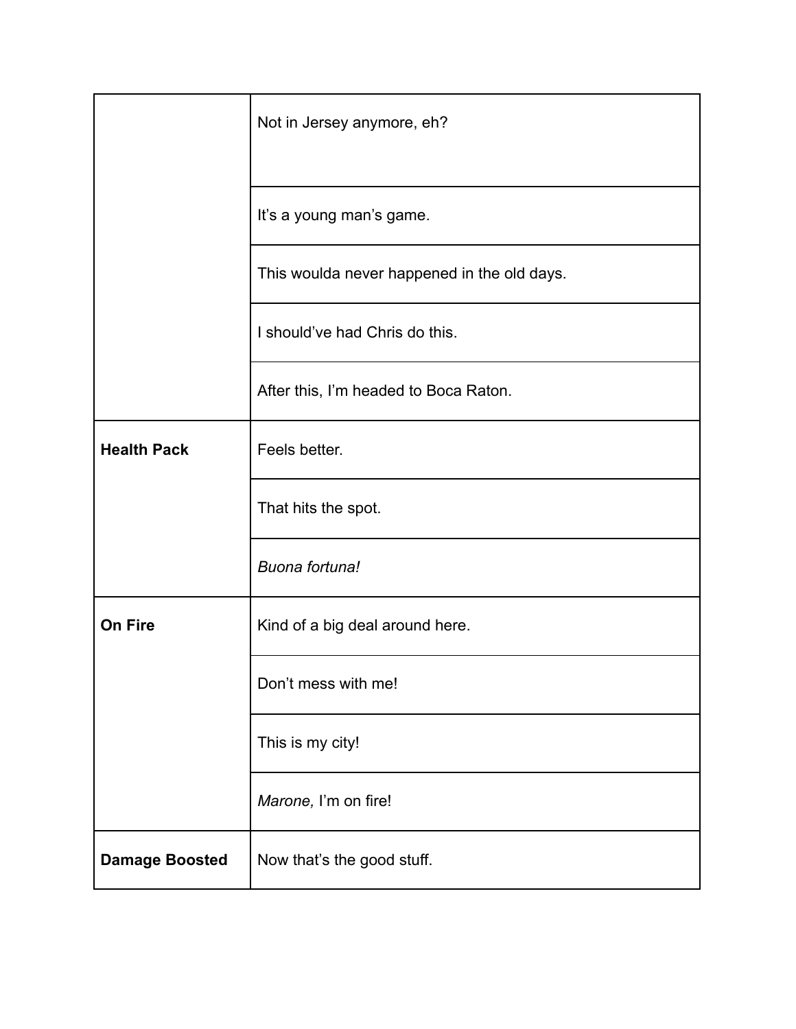| | |
|---|---|
| | Not in Jersey anymore, eh? |
| | It's a young man's game. |
| | This woulda never happened in the old days. |
| | I should've had Chris do this. |
| | After this, I'm headed to Boca Raton. |
| **Health Pack** | Feels better. |
| | That hits the spot. |
| | *Buona fortuna!* |
| **On Fire** | Kind of a big deal around here. |
| | Don't mess with me! |
| | This is my city! |
| | *Marone,* I'm on fire! |
| **Damage Boosted** | Now that's the good stuff. |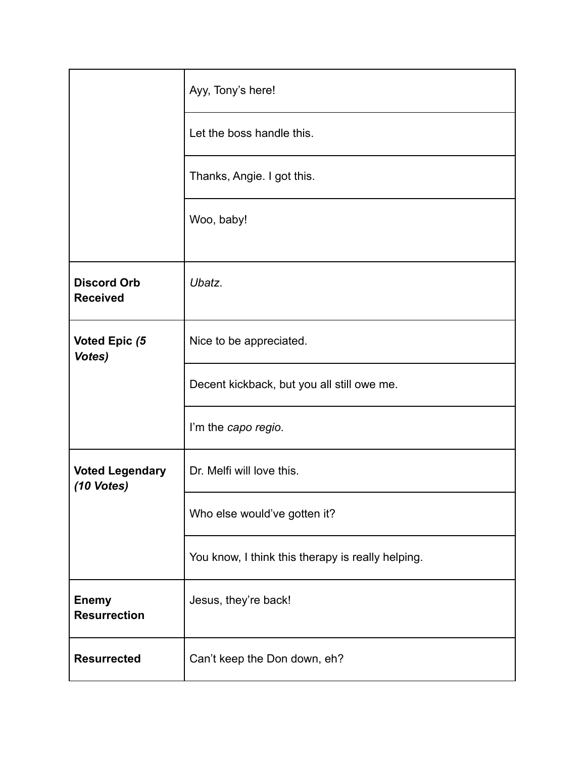| | |
|---|---|
| | Ayy, Tony's here! |
| | Let the boss handle this. |
| | Thanks, Angie. I got this. |
| | Woo, baby! |
| **Discord Orb Received** | *Ubatz*. |
| **Voted Epic *(5 Votes)*** | Nice to be appreciated. |
| | Decent kickback, but you all still owe me. |
| | I'm the *capo regio*. |
| **Voted Legendary *(10 Votes)*** | Dr. Melfi will love this. |
| | Who else would've gotten it? |
| | You know, I think this therapy is really helping. |
| **Enemy Resurrection** | Jesus, they're back! |
| **Resurrected** | Can't keep the Don down, eh? |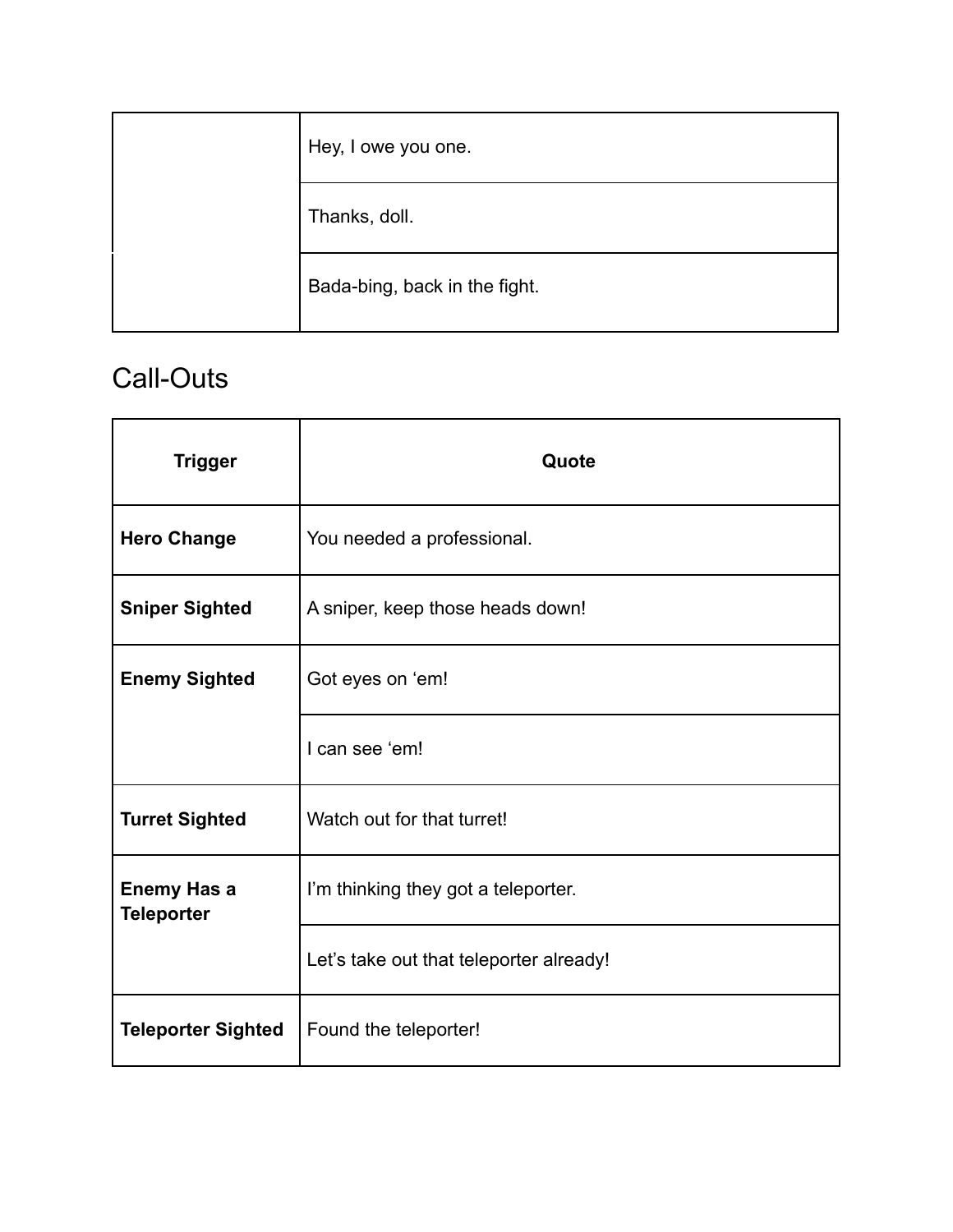| | |
|---|---|
| | Hey, I owe you one. |
| | Thanks, doll. |
| | Bada-bing, back in the fight. |

## Call-Outs

| Trigger | Quote |
|---|---|
| **Hero Change** | You needed a professional. |
| **Sniper Sighted** | A sniper, keep those heads down! |
| **Enemy Sighted** | Got eyes on ‘em! |
| | I can see ‘em! |
| **Turret Sighted** | Watch out for that turret! |
| **Enemy Has a Teleporter** | I’m thinking they got a teleporter. |
| | Let’s take out that teleporter already! |
| **Teleporter Sighted** | Found the teleporter! |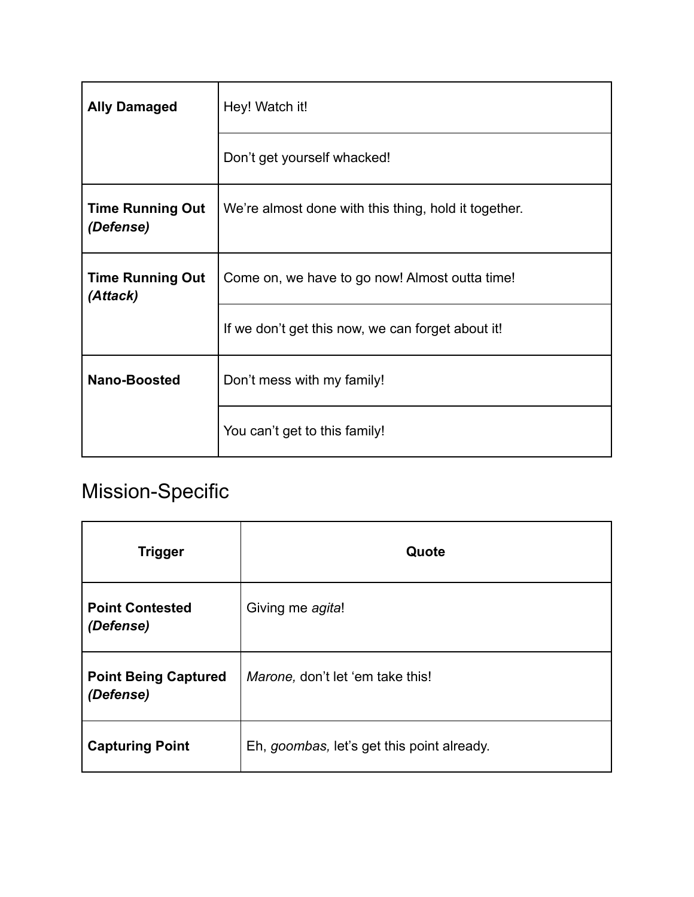| | |
|---|---|
| **Ally Damaged** | Hey! Watch it! |
| | Don't get yourself whacked! |
| **Time Running Out *(Defense)*** | We're almost done with this thing, hold it together. |
| **Time Running Out *(Attack)*** | Come on, we have to go now! Almost outta time! |
| | If we don't get this now, we can forget about it! |
| **Nano-Boosted** | Don't mess with my family! |
| | You can't get to this family! |

## Mission-Specific

| Trigger | Quote |
|---|---|
| **Point Contested *(Defense)*** | Giving me *agita*! |
| **Point Being Captured *(Defense)*** | *Marone,* don't let 'em take this! |
| **Capturing Point** | Eh, *goombas,* let's get this point already. |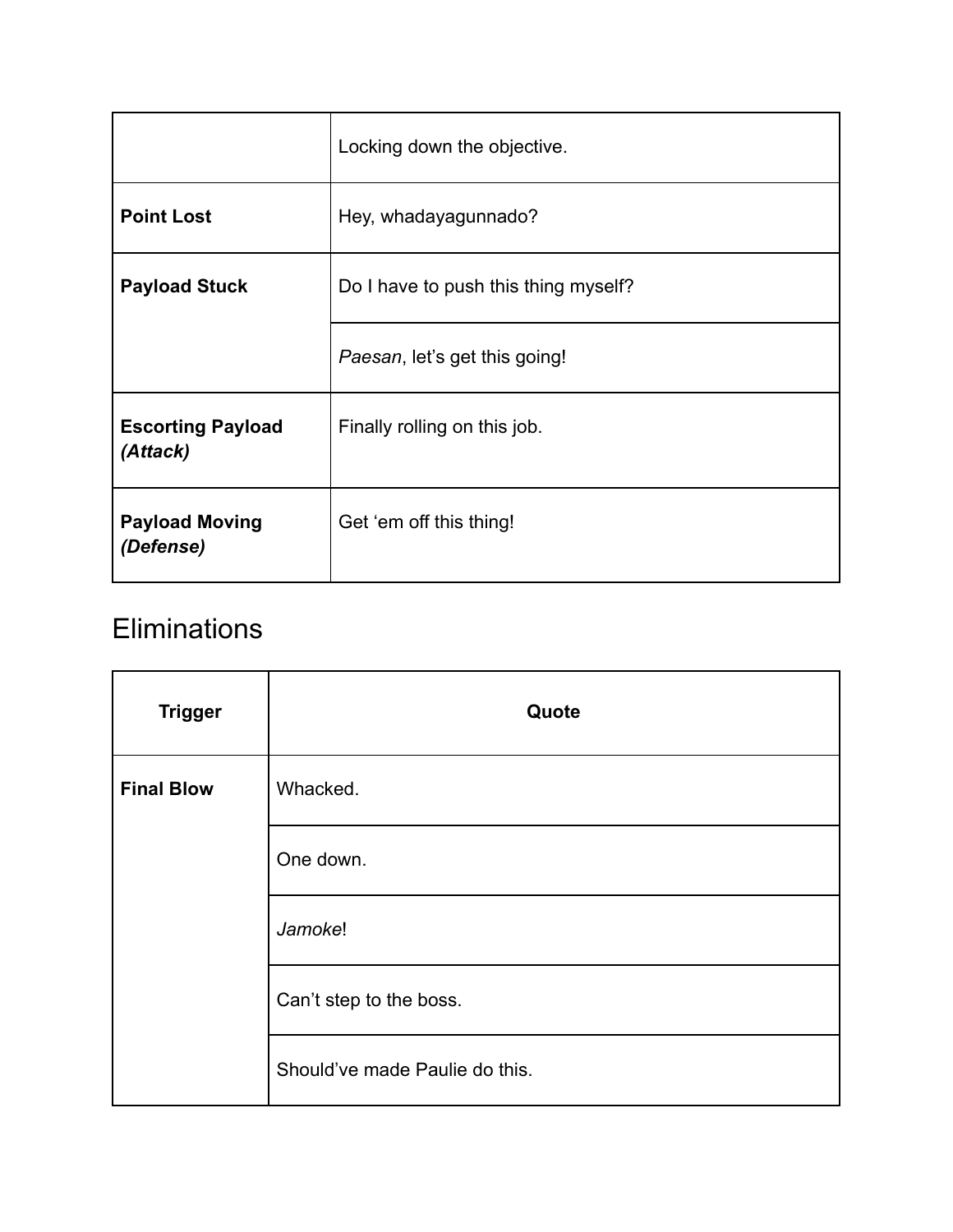| | |
|---|---|
| | Locking down the objective. |
| **Point Lost** | Hey, whadayagunnado? |
| **Payload Stuck** | Do I have to push this thing myself? |
| | *Paesan*, let's get this going! |
| **Escorting Payload *(Attack)*** | Finally rolling on this job. |
| **Payload Moving *(Defense)*** | Get 'em off this thing! |

## Eliminations

| Trigger | Quote |
|---|---|
| **Final Blow** | Whacked. |
| | One down. |
| | *Jamoke*! |
| | Can't step to the boss. |
| | Should've made Paulie do this. |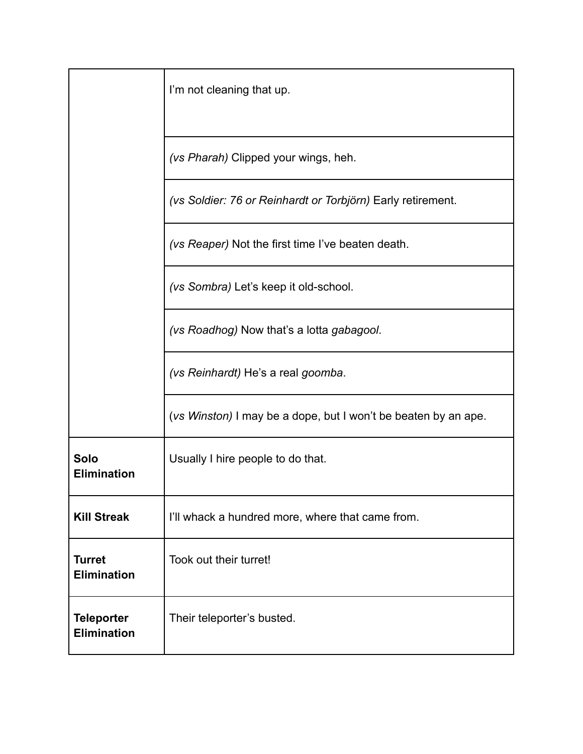| | |
|---|---|
| | I'm not cleaning that up. |
| | *(vs Pharah)* Clipped your wings, heh. |
| | *(vs Soldier: 76 or Reinhardt or Torbjörn)* Early retirement. |
| | *(vs Reaper)* Not the first time I've beaten death. |
| | *(vs Sombra)* Let's keep it old-school. |
| | *(vs Roadhog)* Now that's a lotta *gabagool*. |
| | *(vs Reinhardt)* He's a real *goomba*. |
| | (*vs Winston)* I may be a dope, but I won't be beaten by an ape. |
| **Solo Elimination** | Usually I hire people to do that. |
| **Kill Streak** | I'll whack a hundred more, where that came from. |
| **Turret Elimination** | Took out their turret! |
| **Teleporter Elimination** | Their teleporter's busted. |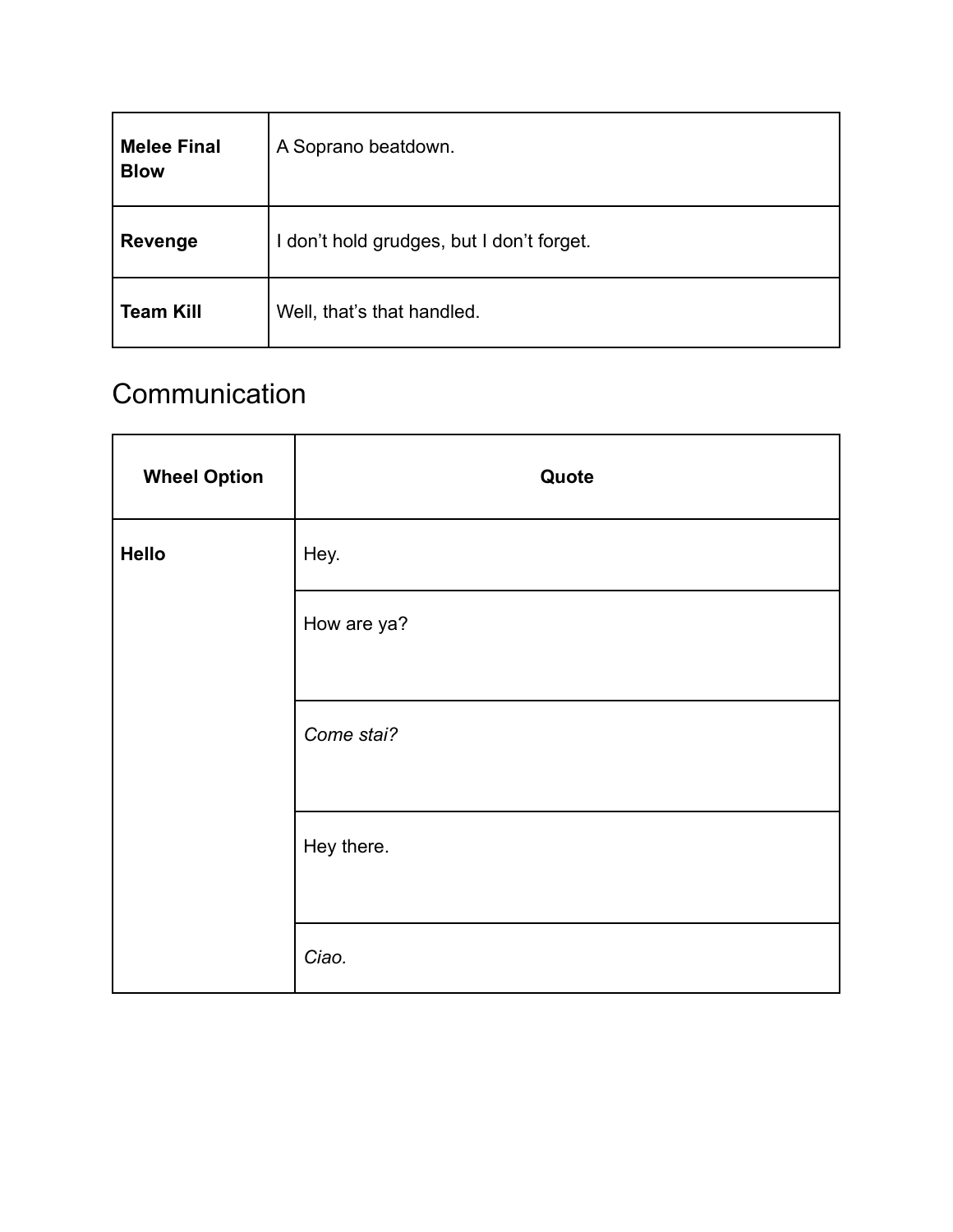| **Melee Final Blow** | A Soprano beatdown. |
|---|---|
| **Revenge** | I don’t hold grudges, but I don’t forget. |
| **Team Kill** | Well, that’s that handled. |

## Communication

| Wheel Option | Quote |
|---|---|
| **Hello** | Hey. |
| | How are ya? |
| | *Come stai?* |
| | Hey there. |
| | *Ciao.* |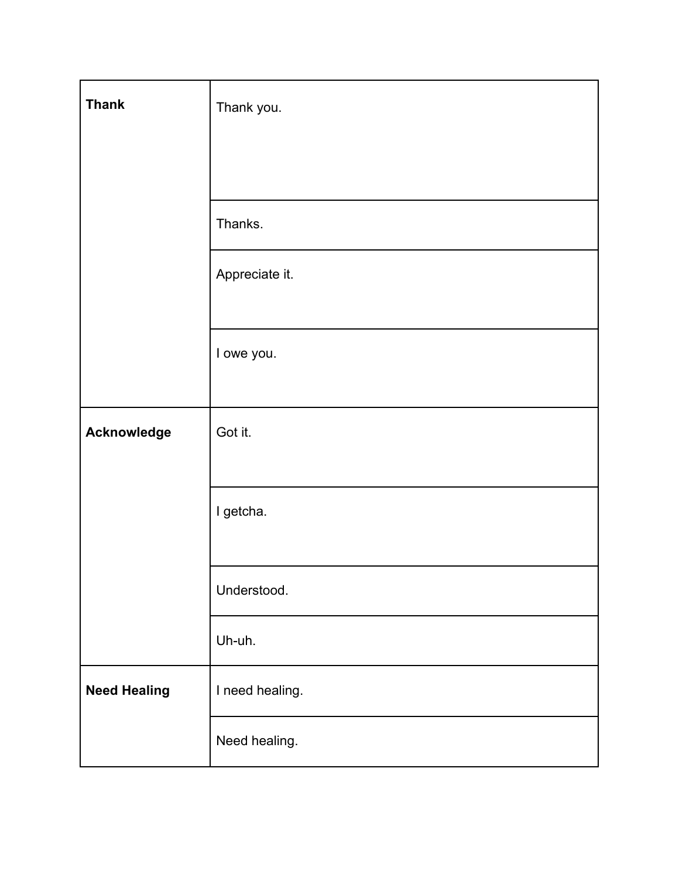| | |
|---|---|
| **Thank** | Thank you. |
| | Thanks. |
| | Appreciate it. |
| | I owe you. |
| **Acknowledge** | Got it. |
| | I getcha. |
| | Understood. |
| | Uh-uh. |
| **Need Healing** | I need healing. |
| | Need healing. |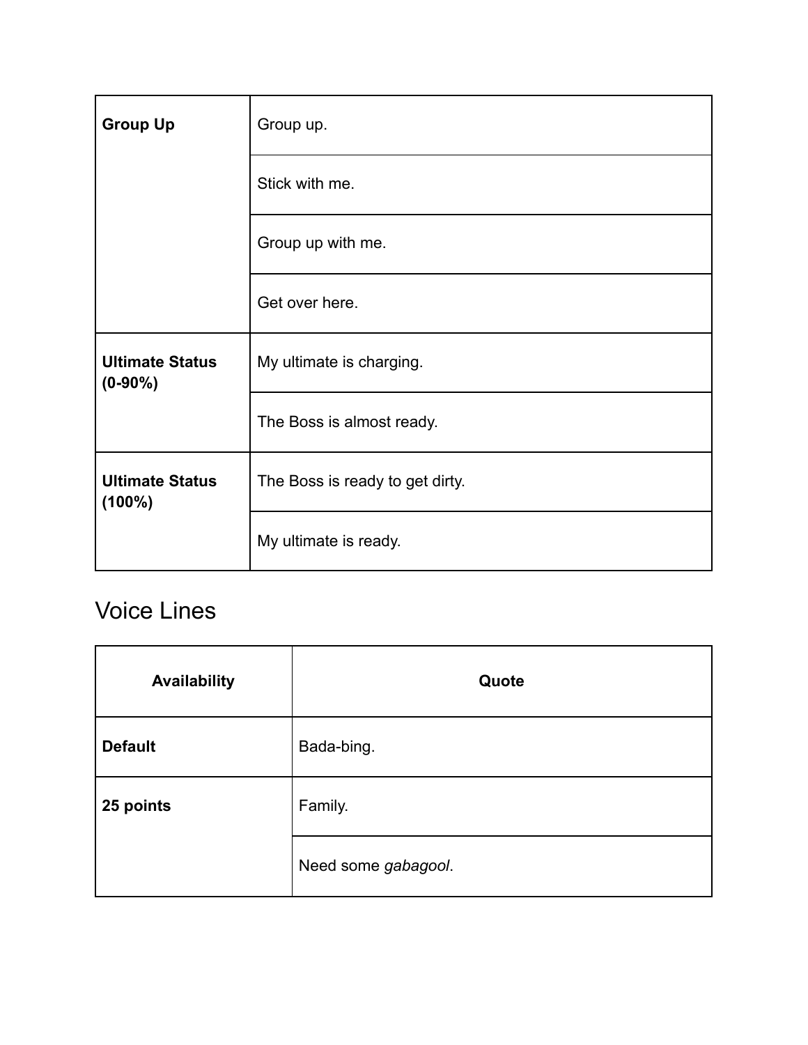| | |
|---|---|
| **Group Up** | Group up. |
| | Stick with me. |
| | Group up with me. |
| | Get over here. |
| **Ultimate Status (0-90%)** | My ultimate is charging. |
| | The Boss is almost ready. |
| **Ultimate Status (100%)** | The Boss is ready to get dirty. |
| | My ultimate is ready. |

## Voice Lines

| Availability | Quote |
|---|---|
| **Default** | Bada-bing. |
| **25 points** | Family. |
| | Need some *gabagool*. |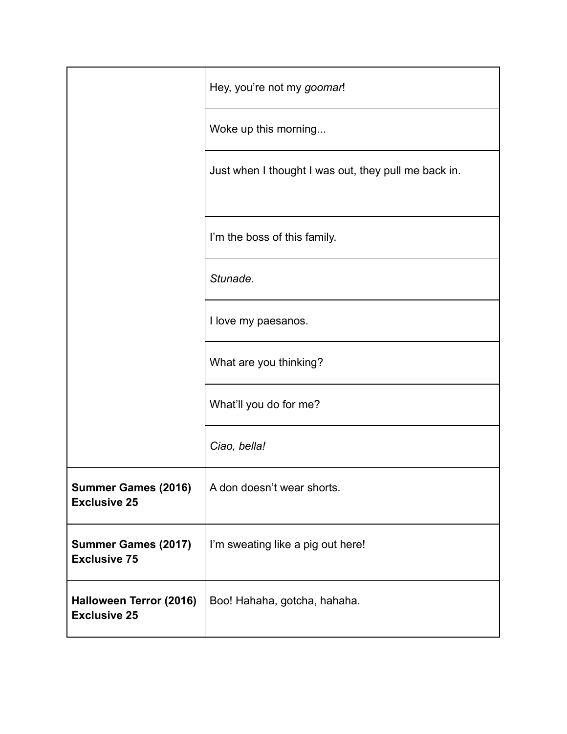| | |
|---|---|
| | Hey, you're not my *goomar*! |
| | Woke up this morning... |
| | Just when I thought I was out, they pull me back in. |
| | I'm the boss of this family. |
| | *Stunade.* |
| | I love my paesanos. |
| | What are you thinking? |
| | What'll you do for me? |
| | *Ciao, bella!* |
| **Summer Games (2016) Exclusive 25** | A don doesn't wear shorts. |
| **Summer Games (2017) Exclusive 75** | I'm sweating like a pig out here! |
| **Halloween Terror (2016) Exclusive 25** | Boo! Hahaha, gotcha, hahaha. |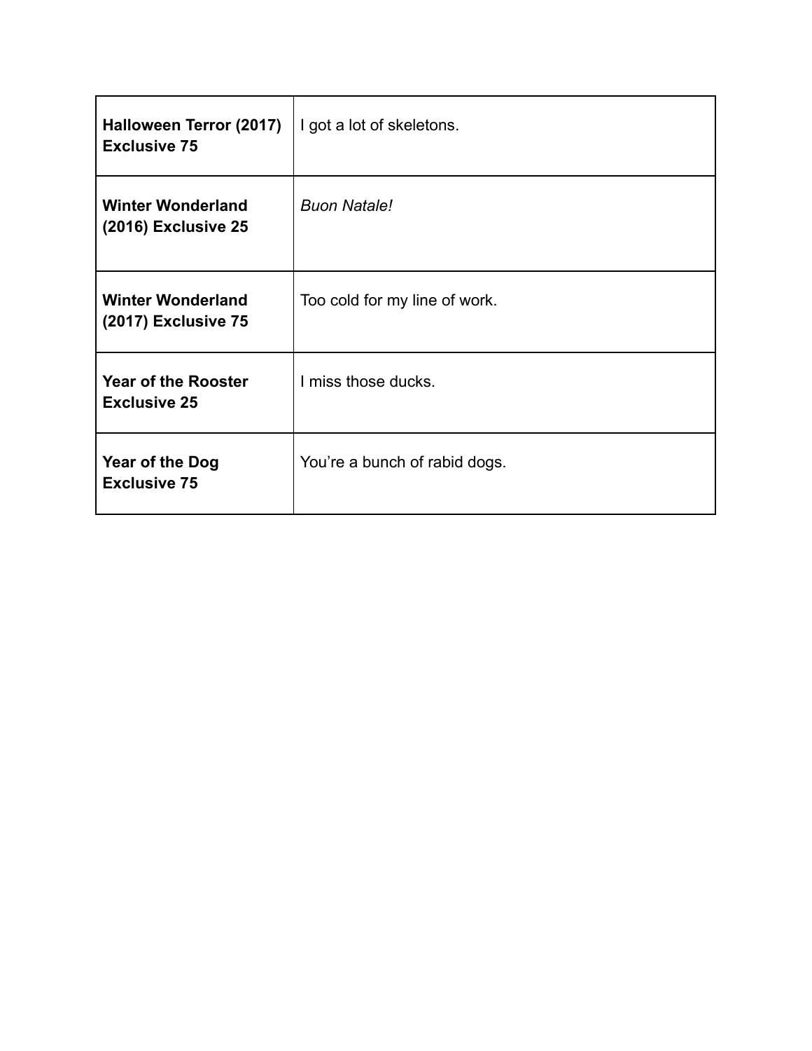| | |
|---|---|
| **Halloween Terror (2017) Exclusive 75** | I got a lot of skeletons. |
| **Winter Wonderland (2016) Exclusive 25** | *Buon Natale!* |
| **Winter Wonderland (2017) Exclusive 75** | Too cold for my line of work. |
| **Year of the Rooster Exclusive 25** | I miss those ducks. |
| **Year of the Dog Exclusive 75** | You’re a bunch of rabid dogs. |